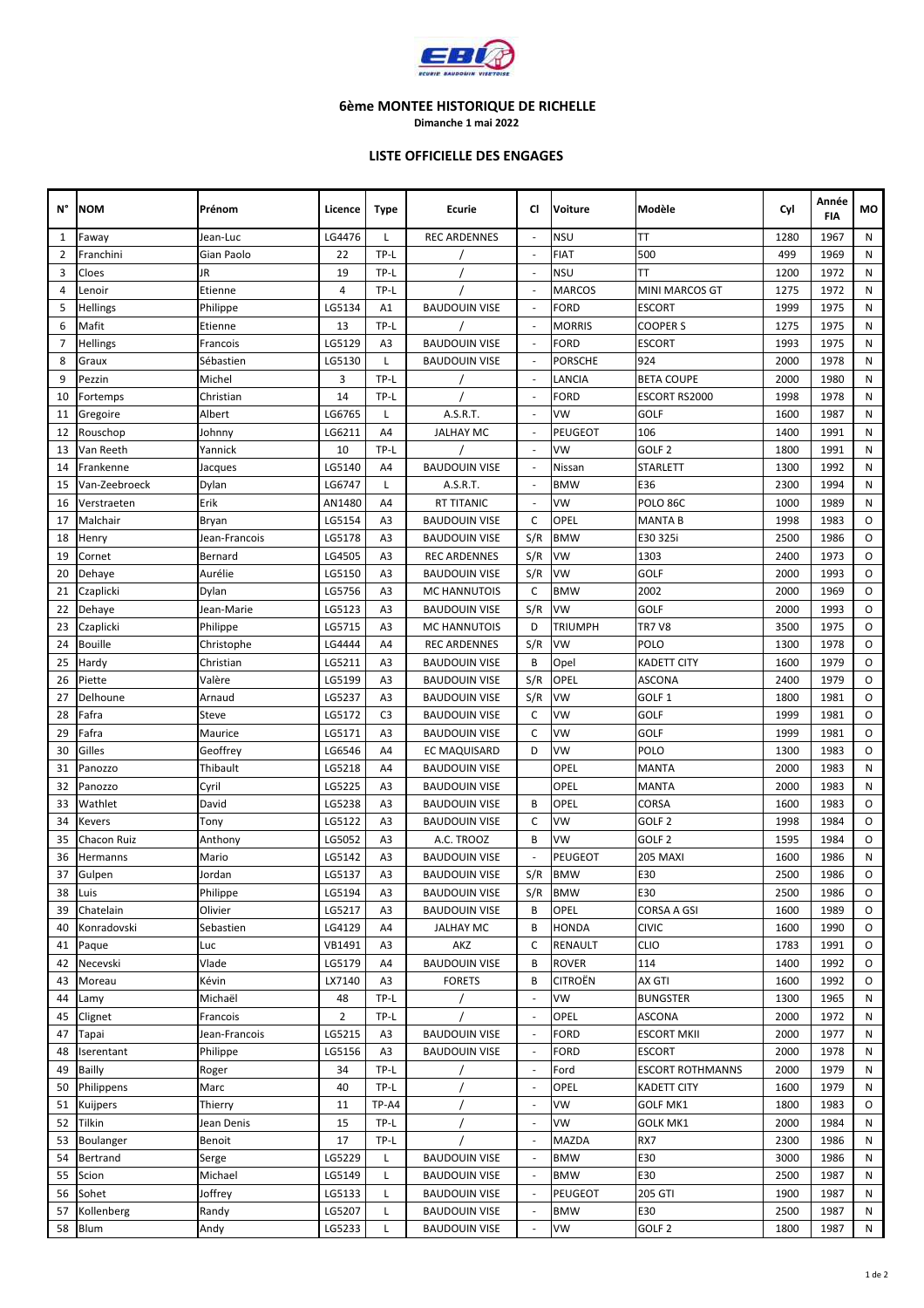### 6ème MONTEE HISTORIQUE DE RICHELLE

**Dimanche 1 mai 2022**

### LISTE OFFICIELLE DES ENGAGES

| N° | NOM | Prénom | Licence | Type | Ecurie | Cl | Voiture | Modèle | Cyl | Année FIA | MO |
|---|---|---|---|---|---|---|---|---|---|---|---|
| 1 | Faway | Jean-Luc | LG4476 | L | REC ARDENNES | - | NSU | TT | 1280 | 1967 | N |
| 2 | Franchini | Gian Paolo | 22 | TP-L | / | - | FIAT | 500 | 499 | 1969 | N |
| 3 | Cloes | JR | 19 | TP-L | / | - | NSU | TT | 1200 | 1972 | N |
| 4 | Lenoir | Etienne | 4 | TP-L | / | - | MARCOS | MINI MARCOS GT | 1275 | 1972 | N |
| 5 | Hellings | Philippe | LG5134 | A1 | BAUDOUIN VISE | - | FORD | ESCORT | 1999 | 1975 | N |
| 6 | Mafit | Etienne | 13 | TP-L | / | - | MORRIS | COOPER S | 1275 | 1975 | N |
| 7 | Hellings | Francois | LG5129 | A3 | BAUDOUIN VISE | - | FORD | ESCORT | 1993 | 1975 | N |
| 8 | Graux | Sébastien | LG5130 | L | BAUDOUIN VISE | - | PORSCHE | 924 | 2000 | 1978 | N |
| 9 | Pezzin | Michel | 3 | TP-L | / | - | LANCIA | BETA COUPE | 2000 | 1980 | N |
| 10 | Fortemps | Christian | 14 | TP-L | / | - | FORD | ESCORT RS2000 | 1998 | 1978 | N |
| 11 | Gregoire | Albert | LG6765 | L | A.S.R.T. | - | VW | GOLF | 1600 | 1987 | N |
| 12 | Rouschop | Johnny | LG6211 | A4 | JALHAY MC | - | PEUGEOT | 106 | 1400 | 1991 | N |
| 13 | Van Reeth | Yannick | 10 | TP-L | / | - | VW | GOLF 2 | 1800 | 1991 | N |
| 14 | Frankenne | Jacques | LG5140 | A4 | BAUDOUIN VISE | - | Nissan | STARLETT | 1300 | 1992 | N |
| 15 | Van-Zeebroeck | Dylan | LG6747 | L | A.S.R.T. | - | BMW | E36 | 2300 | 1994 | N |
| 16 | Verstraeten | Erik | AN1480 | A4 | RT TITANIC | - | VW | POLO 86C | 1000 | 1989 | N |
| 17 | Malchair | Bryan | LG5154 | A3 | BAUDOUIN VISE | C | OPEL | MANTA B | 1998 | 1983 | O |
| 18 | Henry | Jean-Francois | LG5178 | A3 | BAUDOUIN VISE | S/R | BMW | E30 325i | 2500 | 1986 | O |
| 19 | Cornet | Bernard | LG4505 | A3 | REC ARDENNES | S/R | VW | 1303 | 2400 | 1973 | O |
| 20 | Dehaye | Aurélie | LG5150 | A3 | BAUDOUIN VISE | S/R | VW | GOLF | 2000 | 1993 | O |
| 21 | Czaplicki | Dylan | LG5756 | A3 | MC HANNUTOIS | C | BMW | 2002 | 2000 | 1969 | O |
| 22 | Dehaye | Jean-Marie | LG5123 | A3 | BAUDOUIN VISE | S/R | VW | GOLF | 2000 | 1993 | O |
| 23 | Czaplicki | Philippe | LG5715 | A3 | MC HANNUTOIS | D | TRIUMPH | TR7 V8 | 3500 | 1975 | O |
| 24 | Bouille | Christophe | LG4444 | A4 | REC ARDENNES | S/R | VW | POLO | 1300 | 1978 | O |
| 25 | Hardy | Christian | LG5211 | A3 | BAUDOUIN VISE | B | Opel | KADETT CITY | 1600 | 1979 | O |
| 26 | Piette | Valère | LG5199 | A3 | BAUDOUIN VISE | S/R | OPEL | ASCONA | 2400 | 1979 | O |
| 27 | Delhoune | Arnaud | LG5237 | A3 | BAUDOUIN VISE | S/R | VW | GOLF 1 | 1800 | 1981 | O |
| 28 | Fafra | Steve | LG5172 | C3 | BAUDOUIN VISE | C | VW | GOLF | 1999 | 1981 | O |
| 29 | Fafra | Maurice | LG5171 | A3 | BAUDOUIN VISE | C | VW | GOLF | 1999 | 1981 | O |
| 30 | Gilles | Geoffrey | LG6546 | A4 | EC MAQUISARD | D | VW | POLO | 1300 | 1983 | O |
| 31 | Panozzo | Thibault | LG5218 | A4 | BAUDOUIN VISE | | OPEL | MANTA | 2000 | 1983 | N |
| 32 | Panozzo | Cyril | LG5225 | A3 | BAUDOUIN VISE | | OPEL | MANTA | 2000 | 1983 | N |
| 33 | Wathlet | David | LG5238 | A3 | BAUDOUIN VISE | B | OPEL | CORSA | 1600 | 1983 | O |
| 34 | Kevers | Tony | LG5122 | A3 | BAUDOUIN VISE | C | VW | GOLF 2 | 1998 | 1984 | O |
| 35 | Chacon Ruiz | Anthony | LG5052 | A3 | A.C. TROOZ | B | VW | GOLF 2 | 1595 | 1984 | O |
| 36 | Hermanns | Mario | LG5142 | A3 | BAUDOUIN VISE | - | PEUGEOT | 205 MAXI | 1600 | 1986 | N |
| 37 | Gulpen | Jordan | LG5137 | A3 | BAUDOUIN VISE | S/R | BMW | E30 | 2500 | 1986 | O |
| 38 | Luis | Philippe | LG5194 | A3 | BAUDOUIN VISE | S/R | BMW | E30 | 2500 | 1986 | O |
| 39 | Chatelain | Olivier | LG5217 | A3 | BAUDOUIN VISE | B | OPEL | CORSA A GSI | 1600 | 1989 | O |
| 40 | Konradovski | Sebastien | LG4129 | A4 | JALHAY MC | B | HONDA | CIVIC | 1600 | 1990 | O |
| 41 | Paque | Luc | VB1491 | A3 | AKZ | C | RENAULT | CLIO | 1783 | 1991 | O |
| 42 | Necevski | Vlade | LG5179 | A4 | BAUDOUIN VISE | B | ROVER | 114 | 1400 | 1992 | O |
| 43 | Moreau | Kévin | LX7140 | A3 | FORETS | B | CITROËN | AX GTI | 1600 | 1992 | O |
| 44 | Lamy | Michaël | 48 | TP-L | / | - | VW | BUNGSTER | 1300 | 1965 | N |
| 45 | Clignet | Francois | 2 | TP-L | / | - | OPEL | ASCONA | 2000 | 1972 | N |
| 47 | Tapai | Jean-Francois | LG5215 | A3 | BAUDOUIN VISE | - | FORD | ESCORT MKII | 2000 | 1977 | N |
| 48 | Iserentant | Philippe | LG5156 | A3 | BAUDOUIN VISE | - | FORD | ESCORT | 2000 | 1978 | N |
| 49 | Bailly | Roger | 34 | TP-L | / | - | Ford | ESCORT ROTHMANNS | 2000 | 1979 | N |
| 50 | Philippens | Marc | 40 | TP-L | / | - | OPEL | KADETT CITY | 1600 | 1979 | N |
| 51 | Kuijpers | Thierry | 11 | TP-A4 | / | - | VW | GOLF MK1 | 1800 | 1983 | O |
| 52 | Tilkin | Jean Denis | 15 | TP-L | / | - | VW | GOLK MK1 | 2000 | 1984 | N |
| 53 | Boulanger | Benoit | 17 | TP-L | / | - | MAZDA | RX7 | 2300 | 1986 | N |
| 54 | Bertrand | Serge | LG5229 | L | BAUDOUIN VISE | - | BMW | E30 | 3000 | 1986 | N |
| 55 | Scion | Michael | LG5149 | L | BAUDOUIN VISE | - | BMW | E30 | 2500 | 1987 | N |
| 56 | Sohet | Joffrey | LG5133 | L | BAUDOUIN VISE | - | PEUGEOT | 205 GTI | 1900 | 1987 | N |
| 57 | Kollenberg | Randy | LG5207 | L | BAUDOUIN VISE | - | BMW | E30 | 2500 | 1987 | N |
| 58 | Blum | Andy | LG5233 | L | BAUDOUIN VISE | - | VW | GOLF 2 | 1800 | 1987 | N |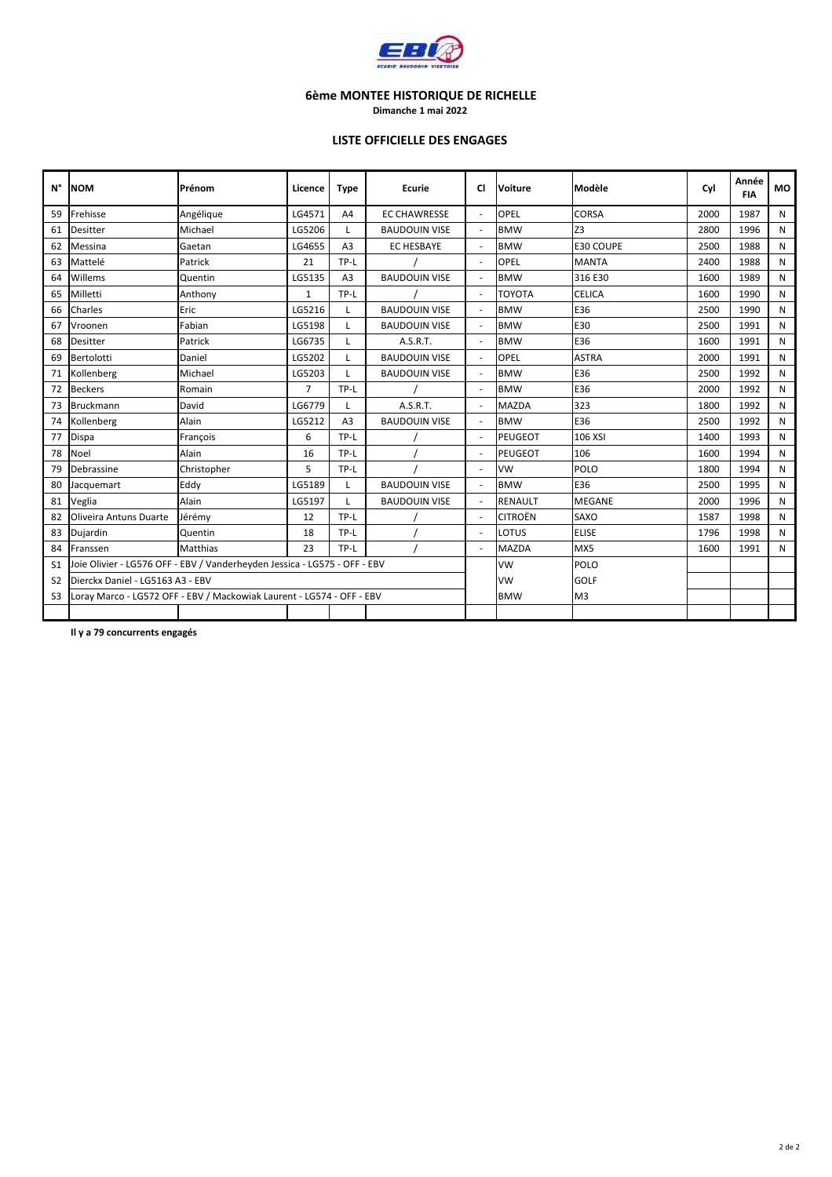## 6ème MONTEE HISTORIQUE DE RICHELLE

**Dimanche 1 mai 2022**

### LISTE OFFICIELLE DES ENGAGES

| N° | NOM | Prénom | Licence | Type | Ecurie | Cl | Voiture | Modèle | Cyl | Année FIA | MO |
|---|---|---|---|---|---|---|---|---|---|---|---|
| 59 | Frehisse | Angélique | LG4571 | A4 | EC CHAWRESSE | - | OPEL | CORSA | 2000 | 1987 | N |
| 61 | Desitter | Michael | LG5206 | L | BAUDOUIN VISE | - | BMW | Z3 | 2800 | 1996 | N |
| 62 | Messina | Gaetan | LG4655 | A3 | EC HESBAYE | - | BMW | E30 COUPE | 2500 | 1988 | N |
| 63 | Mattelé | Patrick | 21 | TP-L | / | - | OPEL | MANTA | 2400 | 1988 | N |
| 64 | Willems | Quentin | LG5135 | A3 | BAUDOUIN VISE | - | BMW | 316 E30 | 1600 | 1989 | N |
| 65 | Milletti | Anthony | 1 | TP-L | / | - | TOYOTA | CELICA | 1600 | 1990 | N |
| 66 | Charles | Eric | LG5216 | L | BAUDOUIN VISE | - | BMW | E36 | 2500 | 1990 | N |
| 67 | Vroonen | Fabian | LG5198 | L | BAUDOUIN VISE | - | BMW | E30 | 2500 | 1991 | N |
| 68 | Desitter | Patrick | LG6735 | L | A.S.R.T. | - | BMW | E36 | 1600 | 1991 | N |
| 69 | Bertolotti | Daniel | LG5202 | L | BAUDOUIN VISE | - | OPEL | ASTRA | 2000 | 1991 | N |
| 71 | Kollenberg | Michael | LG5203 | L | BAUDOUIN VISE | - | BMW | E36 | 2500 | 1992 | N |
| 72 | Beckers | Romain | 7 | TP-L | / | - | BMW | E36 | 2000 | 1992 | N |
| 73 | Bruckmann | David | LG6779 | L | A.S.R.T. | - | MAZDA | 323 | 1800 | 1992 | N |
| 74 | Kollenberg | Alain | LG5212 | A3 | BAUDOUIN VISE | - | BMW | E36 | 2500 | 1992 | N |
| 77 | Dispa | François | 6 | TP-L | / | - | PEUGEOT | 106 XSI | 1400 | 1993 | N |
| 78 | Noel | Alain | 16 | TP-L | / | - | PEUGEOT | 106 | 1600 | 1994 | N |
| 79 | Debrassine | Christopher | 5 | TP-L | / | - | VW | POLO | 1800 | 1994 | N |
| 80 | Jacquemart | Eddy | LG5189 | L | BAUDOUIN VISE | - | BMW | E36 | 2500 | 1995 | N |
| 81 | Veglia | Alain | LG5197 | L | BAUDOUIN VISE | - | RENAULT | MEGANE | 2000 | 1996 | N |
| 82 | Oliveira Antuns Duarte | Jérémy | 12 | TP-L | / | - | CITROËN | SAXO | 1587 | 1998 | N |
| 83 | Dujardin | Quentin | 18 | TP-L | / | - | LOTUS | ELISE | 1796 | 1998 | N |
| 84 | Franssen | Matthias | 23 | TP-L | / | - | MAZDA | MX5 | 1600 | 1991 | N |
| S1 | Joie Olivier - LG576 OFF - EBV / Vanderheyden Jessica - LG575 - OFF - EBV | | | | | | VW | POLO | | | |
| S2 | Dierckx Daniel - LG5163 A3 - EBV | | | | | | VW | GOLF | | | |
| S3 | Loray Marco - LG572 OFF - EBV / Mackowiak Laurent - LG574 - OFF - EBV | | | | | | BMW | M3 | | | |
| | | | | | | | | | | | |

**Il y a 79 concurrents engagés**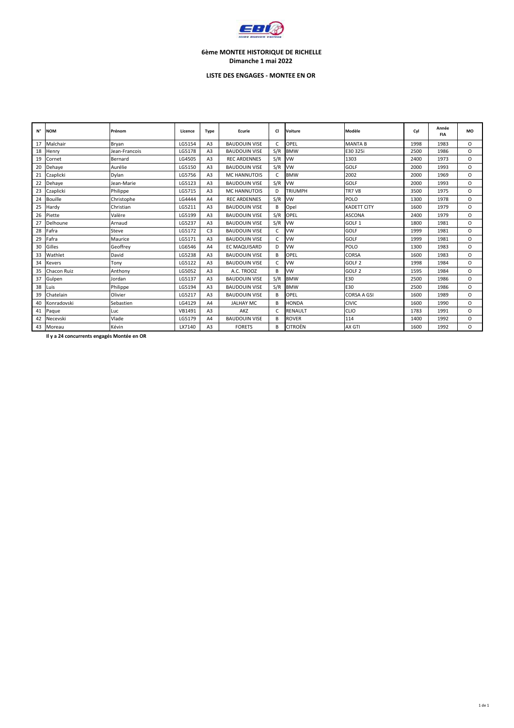**6ème MONTEE HISTORIQUE DE RICHELLE**
**Dimanche 1 mai 2022**

**LISTE DES ENGAGES - MONTEE EN OR**

| N° | NOM | Prénom | Licence | Type | Ecurie | Cl | Voiture | Modèle | Cyl | Année FIA | MO |
|---|---|---|---|---|---|---|---|---|---|---|---|
| 17 | Malchair | Bryan | LG5154 | A3 | BAUDOUIN VISE | C | OPEL | MANTA B | 1998 | 1983 | O |
| 18 | Henry | Jean-Francois | LG5178 | A3 | BAUDOUIN VISE | S/R | BMW | E30 325i | 2500 | 1986 | O |
| 19 | Cornet | Bernard | LG4505 | A3 | REC ARDENNES | S/R | VW | 1303 | 2400 | 1973 | O |
| 20 | Dehaye | Aurélie | LG5150 | A3 | BAUDOUIN VISE | S/R | VW | GOLF | 2000 | 1993 | O |
| 21 | Czaplicki | Dylan | LG5756 | A3 | MC HANNUTOIS | C | BMW | 2002 | 2000 | 1969 | O |
| 22 | Dehaye | Jean-Marie | LG5123 | A3 | BAUDOUIN VISE | S/R | VW | GOLF | 2000 | 1993 | O |
| 23 | Czaplicki | Philippe | LG5715 | A3 | MC HANNUTOIS | D | TRIUMPH | TR7 V8 | 3500 | 1975 | O |
| 24 | Bouille | Christophe | LG4444 | A4 | REC ARDENNES | S/R | VW | POLO | 1300 | 1978 | O |
| 25 | Hardy | Christian | LG5211 | A3 | BAUDOUIN VISE | B | Opel | KADETT CITY | 1600 | 1979 | O |
| 26 | Piette | Valère | LG5199 | A3 | BAUDOUIN VISE | S/R | OPEL | ASCONA | 2400 | 1979 | O |
| 27 | Delhoune | Arnaud | LG5237 | A3 | BAUDOUIN VISE | S/R | VW | GOLF 1 | 1800 | 1981 | O |
| 28 | Fafra | Steve | LG5172 | C3 | BAUDOUIN VISE | C | VW | GOLF | 1999 | 1981 | O |
| 29 | Fafra | Maurice | LG5171 | A3 | BAUDOUIN VISE | C | VW | GOLF | 1999 | 1981 | O |
| 30 | Gilles | Geoffrey | LG6546 | A4 | EC MAQUISARD | D | VW | POLO | 1300 | 1983 | O |
| 33 | Wathlet | David | LG5238 | A3 | BAUDOUIN VISE | B | OPEL | CORSA | 1600 | 1983 | O |
| 34 | Kevers | Tony | LG5122 | A3 | BAUDOUIN VISE | C | VW | GOLF 2 | 1998 | 1984 | O |
| 35 | Chacon Ruiz | Anthony | LG5052 | A3 | A.C. TROOZ | B | VW | GOLF 2 | 1595 | 1984 | O |
| 37 | Gulpen | Jordan | LG5137 | A3 | BAUDOUIN VISE | S/R | BMW | E30 | 2500 | 1986 | O |
| 38 | Luis | Philippe | LG5194 | A3 | BAUDOUIN VISE | S/R | BMW | E30 | 2500 | 1986 | O |
| 39 | Chatelain | Olivier | LG5217 | A3 | BAUDOUIN VISE | B | OPEL | CORSA A GSI | 1600 | 1989 | O |
| 40 | Konradovski | Sebastien | LG4129 | A4 | JALHAY MC | B | HONDA | CIVIC | 1600 | 1990 | O |
| 41 | Paque | Luc | VB1491 | A3 | AKZ | C | RENAULT | CLIO | 1783 | 1991 | O |
| 42 | Necevski | Vlade | LG5179 | A4 | BAUDOUIN VISE | B | ROVER | 114 | 1400 | 1992 | O |
| 43 | Moreau | Kévin | LX7140 | A3 | FORETS | B | CITROËN | AX GTI | 1600 | 1992 | O |

**Il y a 24 concurrents engagés Montée en OR**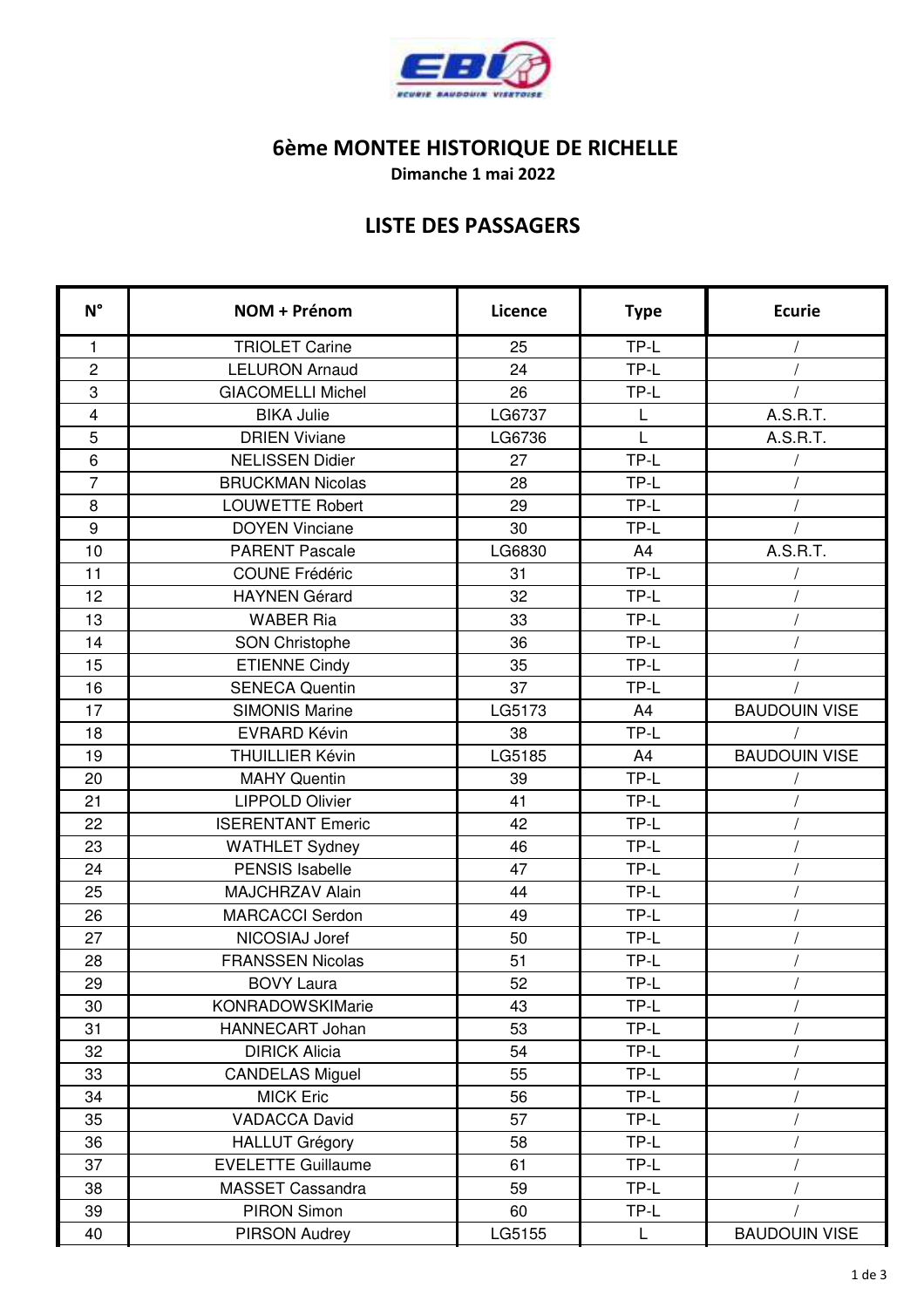# 6ème MONTEE HISTORIQUE DE RICHELLE

**Dimanche 1 mai 2022**

## LISTE DES PASSAGERS

| N° | NOM + Prénom | Licence | Type | Ecurie |
|---|---|---|---|---|
| 1 | TRIOLET Carine | 25 | TP-L | / |
| 2 | LELURON Arnaud | 24 | TP-L | / |
| 3 | GIACOMELLI Michel | 26 | TP-L | / |
| 4 | BIKA Julie | LG6737 | L | A.S.R.T. |
| 5 | DRIEN Viviane | LG6736 | L | A.S.R.T. |
| 6 | NELISSEN Didier | 27 | TP-L | / |
| 7 | BRUCKMAN Nicolas | 28 | TP-L | / |
| 8 | LOUWETTE Robert | 29 | TP-L | / |
| 9 | DOYEN Vinciane | 30 | TP-L | / |
| 10 | PARENT Pascale | LG6830 | A4 | A.S.R.T. |
| 11 | COUNE Frédéric | 31 | TP-L | / |
| 12 | HAYNEN Gérard | 32 | TP-L | / |
| 13 | WABER Ria | 33 | TP-L | / |
| 14 | SON Christophe | 36 | TP-L | / |
| 15 | ETIENNE Cindy | 35 | TP-L | / |
| 16 | SENECA Quentin | 37 | TP-L | / |
| 17 | SIMONIS Marine | LG5173 | A4 | BAUDOUIN VISE |
| 18 | EVRARD Kévin | 38 | TP-L | / |
| 19 | THUILLIER Kévin | LG5185 | A4 | BAUDOUIN VISE |
| 20 | MAHY Quentin | 39 | TP-L | / |
| 21 | LIPPOLD Olivier | 41 | TP-L | / |
| 22 | ISERENTANT Emeric | 42 | TP-L | / |
| 23 | WATHLET Sydney | 46 | TP-L | / |
| 24 | PENSIS Isabelle | 47 | TP-L | / |
| 25 | MAJCHRZAV Alain | 44 | TP-L | / |
| 26 | MARCACCI Serdon | 49 | TP-L | / |
| 27 | NICOSIAJ Joref | 50 | TP-L | / |
| 28 | FRANSSEN Nicolas | 51 | TP-L | / |
| 29 | BOVY Laura | 52 | TP-L | / |
| 30 | KONRADOWSKIMarie | 43 | TP-L | / |
| 31 | HANNECART Johan | 53 | TP-L | / |
| 32 | DIRICK Alicia | 54 | TP-L | / |
| 33 | CANDELAS Miguel | 55 | TP-L | / |
| 34 | MICK Eric | 56 | TP-L | / |
| 35 | VADACCA David | 57 | TP-L | / |
| 36 | HALLUT Grégory | 58 | TP-L | / |
| 37 | EVELETTE Guillaume | 61 | TP-L | / |
| 38 | MASSET Cassandra | 59 | TP-L | / |
| 39 | PIRON Simon | 60 | TP-L | / |
| 40 | PIRSON Audrey | LG5155 | L | BAUDOUIN VISE |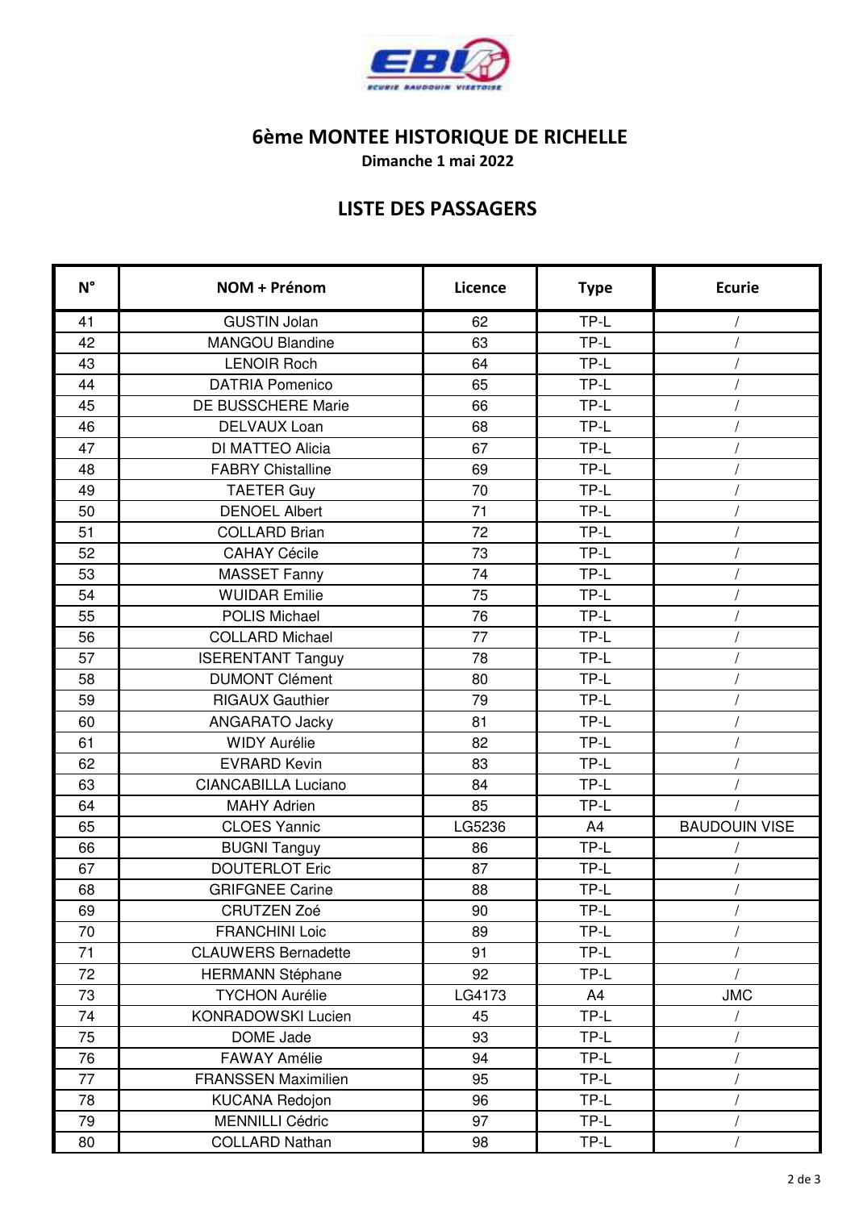# 6ème MONTEE HISTORIQUE DE RICHELLE

**Dimanche 1 mai 2022**

## LISTE DES PASSAGERS

| N° | NOM + Prénom | Licence | Type | Ecurie |
|---|---|---|---|---|
| 41 | GUSTIN Jolan | 62 | TP-L | / |
| 42 | MANGOU Blandine | 63 | TP-L | / |
| 43 | LENOIR Roch | 64 | TP-L | / |
| 44 | DATRIA Pomenico | 65 | TP-L | / |
| 45 | DE BUSSCHERE Marie | 66 | TP-L | / |
| 46 | DELVAUX Loan | 68 | TP-L | / |
| 47 | DI MATTEO Alicia | 67 | TP-L | / |
| 48 | FABRY Chistalline | 69 | TP-L | / |
| 49 | TAETER Guy | 70 | TP-L | / |
| 50 | DENOEL Albert | 71 | TP-L | / |
| 51 | COLLARD Brian | 72 | TP-L | / |
| 52 | CAHAY Cécile | 73 | TP-L | / |
| 53 | MASSET Fanny | 74 | TP-L | / |
| 54 | WUIDAR Emilie | 75 | TP-L | / |
| 55 | POLIS Michael | 76 | TP-L | / |
| 56 | COLLARD Michael | 77 | TP-L | / |
| 57 | ISERENTANT Tanguy | 78 | TP-L | / |
| 58 | DUMONT Clément | 80 | TP-L | / |
| 59 | RIGAUX Gauthier | 79 | TP-L | / |
| 60 | ANGARATO Jacky | 81 | TP-L | / |
| 61 | WIDY Aurélie | 82 | TP-L | / |
| 62 | EVRARD Kevin | 83 | TP-L | / |
| 63 | CIANCABILLA Luciano | 84 | TP-L | / |
| 64 | MAHY Adrien | 85 | TP-L | / |
| 65 | CLOES Yannic | LG5236 | A4 | BAUDOUIN VISE |
| 66 | BUGNI Tanguy | 86 | TP-L | / |
| 67 | DOUTERLOT Eric | 87 | TP-L | / |
| 68 | GRIFGNEE Carine | 88 | TP-L | / |
| 69 | CRUTZEN Zoé | 90 | TP-L | / |
| 70 | FRANCHINI Loic | 89 | TP-L | / |
| 71 | CLAUWERS Bernadette | 91 | TP-L | / |
| 72 | HERMANN Stéphane | 92 | TP-L | / |
| 73 | TYCHON Aurélie | LG4173 | A4 | JMC |
| 74 | KONRADOWSKI Lucien | 45 | TP-L | / |
| 75 | DOME Jade | 93 | TP-L | / |
| 76 | FAWAY Amélie | 94 | TP-L | / |
| 77 | FRANSSEN Maximilien | 95 | TP-L | / |
| 78 | KUCANA Redojon | 96 | TP-L | / |
| 79 | MENNILLI Cédric | 97 | TP-L | / |
| 80 | COLLARD Nathan | 98 | TP-L | / |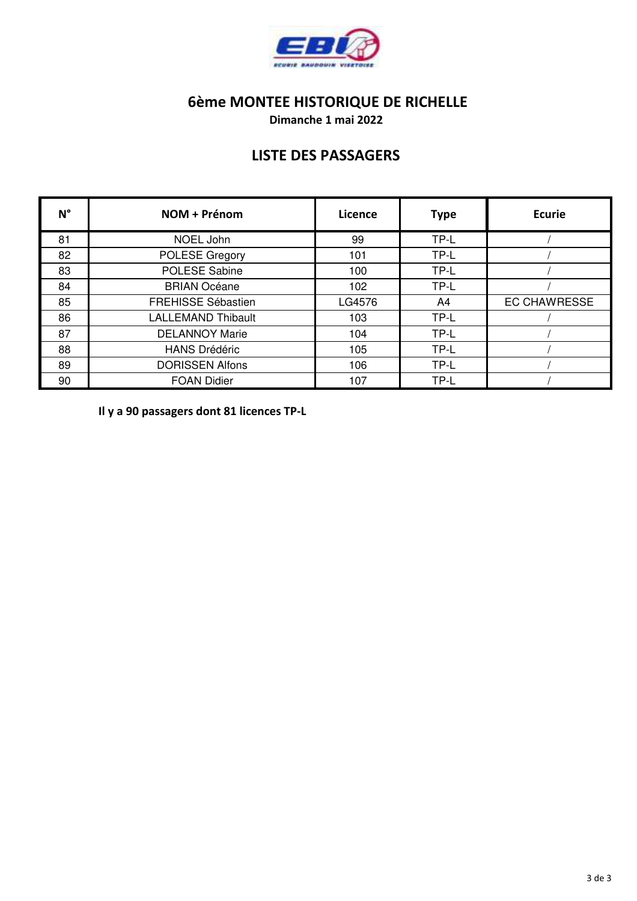# 6ème MONTEE HISTORIQUE DE RICHELLE

**Dimanche 1 mai 2022**

## LISTE DES PASSAGERS

| N° | NOM + Prénom | Licence | Type | Ecurie |
|---|---|---|---|---|
| 81 | NOEL John | 99 | TP-L | / |
| 82 | POLESE Gregory | 101 | TP-L | / |
| 83 | POLESE Sabine | 100 | TP-L | / |
| 84 | BRIAN Océane | 102 | TP-L | / |
| 85 | FREHISSE Sébastien | LG4576 | A4 | EC CHAWRESSE |
| 86 | LALLEMAND Thibault | 103 | TP-L | / |
| 87 | DELANNOY Marie | 104 | TP-L | / |
| 88 | HANS Drédéric | 105 | TP-L | / |
| 89 | DORISSEN Alfons | 106 | TP-L | / |
| 90 | FOAN Didier | 107 | TP-L | / |

**Il y a 90 passagers dont 81 licences TP-L**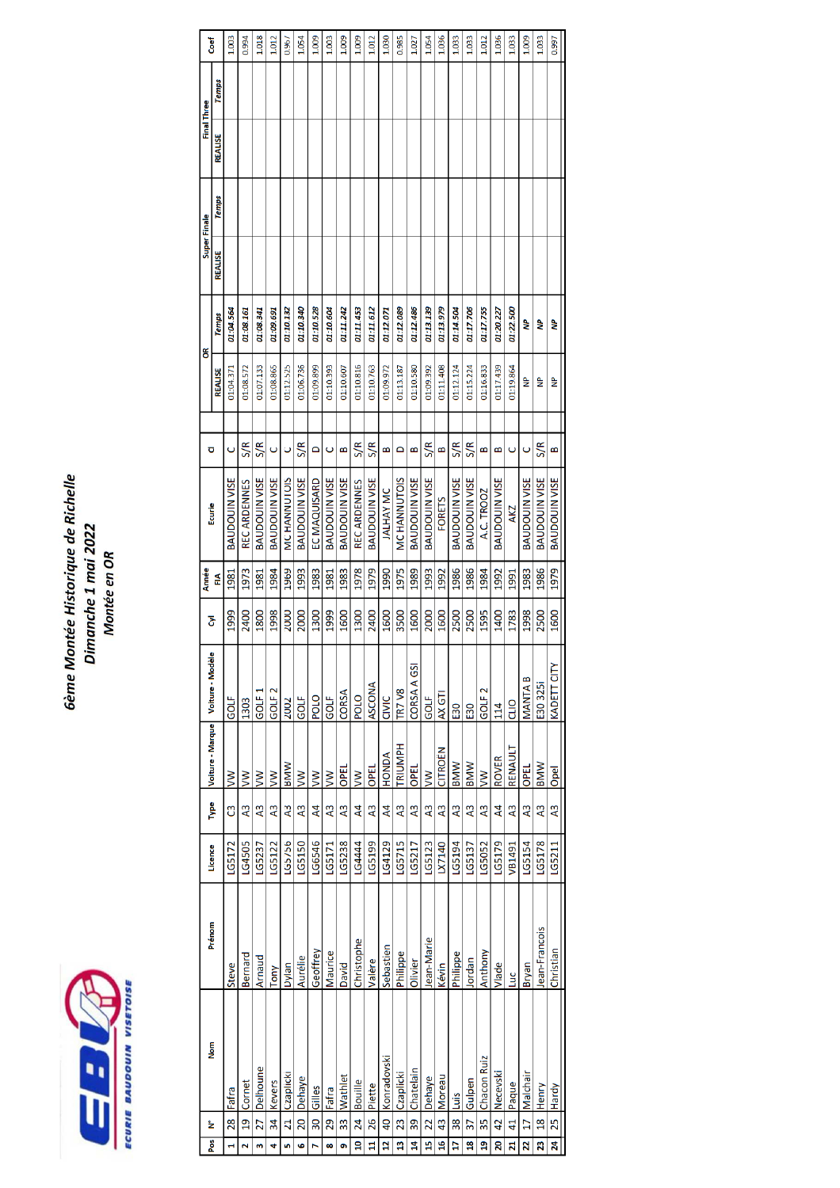# 6ème Montée Historique de Richelle

## Dimanche 1 mai 2022

### Montée en OR

| Pos | N° | Nom | Prénom | Licence | Type | Voiture - Marque | Voiture - Modèle | Cyl | Année FIA | Ecurie | Cl | OR | | Super Finale | | Final Three | | Coef |
|---|---|---|---|---|---|---|---|---|---|---|---|---|---|---|---|---|---|---|
| | | | | | | | | | | | | REALISE | Temps | REALISE | Temps | REALISE | Temps | |
| 1 | 28 | Fafra | Steve | LG5172 | C3 | VW | GOLF | 1999 | 1981 | BAUDOUIN VISE | C | 01:04.371 | 01:04.564 | | | | | 1.003 |
| 2 | 19 | Cornet | Bernard | LG4505 | A3 | VW | 1303 | 2400 | 1973 | REC ARDENNES | S/R | 01:08.572 | 01:08.161 | | | | | 0.994 |
| 3 | 27 | Delhoune | Arnaud | LG5237 | A3 | VW | GOLF 1 | 1800 | 1981 | BAUDOUIN VISE | S/R | 01:07.133 | 01:08.341 | | | | | 1.018 |
| 4 | 34 | Kevers | Tony | LG5122 | A3 | VW | GOLF 2 | 1998 | 1984 | BAUDOUIN VISE | C | 01:08.865 | 01:09.691 | | | | | 1.012 |
| 5 | 21 | Czaplicki | Dylan | LG5756 | A3 | BMW | 2002 | 2000 | 1969 | MC HANNUTOIS | C | 01:12.525 | 01:10.132 | | | | | 0.967 |
| 6 | 20 | Dehaye | Aurélie | LG5150 | A3 | VW | GOLF | 2000 | 1993 | BAUDOUIN VISE | S/R | 01:06.736 | 01:10.340 | | | | | 1.054 |
| 7 | 30 | Gilles | Geoffrey | LG6546 | A4 | VW | POLO | 1300 | 1983 | EC MAQUISARD | D | 01:09.899 | 01:10.528 | | | | | 1.009 |
| 8 | 29 | Fafra | Maurice | LG5171 | A3 | VW | GOLF | 1999 | 1981 | BAUDOUIN VISE | C | 01:10.393 | 01:10.604 | | | | | 1.003 |
| 9 | 33 | Wathlet | David | LG5238 | A3 | OPEL | CORSA | 1600 | 1983 | BAUDOUIN VISE | B | 01:10.607 | 01:11.242 | | | | | 1.009 |
| 10 | 24 | Bouille | Christophe | LG4444 | A4 | VW | POLO | 1300 | 1978 | REC ARDENNES | S/R | 01:10.816 | 01:11.453 | | | | | 1.009 |
| 11 | 26 | Piette | Valère | LG5199 | A3 | OPEL | ASCONA | 2400 | 1979 | BAUDOUIN VISE | S/R | 01:10.763 | 01:11.612 | | | | | 1.012 |
| 12 | 40 | Konradovski | Sebastien | LG4129 | A4 | HONDA | CIVIC | 1600 | 1990 | JALHAY MC | B | 01:09.972 | 01:12.071 | | | | | 1.030 |
| 13 | 23 | Czaplicki | Philippe | LG5715 | A3 | TRIUMPH | TR7 V8 | 3500 | 1975 | MC HANNUTOIS | D | 01:13.187 | 01:12.089 | | | | | 0.985 |
| 14 | 39 | Chatelain | Olivier | LG5217 | A3 | OPEL | CORSA A GSI | 1600 | 1989 | BAUDOUIN VISE | B | 01:10.580 | 01:12.486 | | | | | 1.027 |
| 15 | 22 | Dehaye | Jean-Marie | LG5123 | A3 | VW | GOLF | 2000 | 1993 | BAUDOUIN VISE | S/R | 01:09.392 | 01:13.139 | | | | | 1.054 |
| 16 | 43 | Moreau | Kévin | LX7140 | A3 | CITROEN | AX GTI | 1600 | 1992 | FORETS | B | 01:11.408 | 01:13.979 | | | | | 1.036 |
| 17 | 38 | Luis | Philippe | LG5194 | A3 | BMW | E30 | 2500 | 1986 | BAUDOUIN VISE | S/R | 01:12.124 | 01:14.504 | | | | | 1.033 |
| 18 | 37 | Gulpen | Jordan | LG5137 | A3 | BMW | E30 | 2500 | 1986 | BAUDOUIN VISE | S/R | 01:15.224 | 01:17.706 | | | | | 1.033 |
| 19 | 35 | Chacon Ruiz | Anthony | LG5052 | A3 | VW | GOLF 2 | 1595 | 1984 | A.C. TROOZ | B | 01:16.833 | 01:17.755 | | | | | 1.012 |
| 20 | 42 | Necevski | Vlade | LG5179 | A4 | ROVER | 114 | 1400 | 1992 | BAUDOUIN VISE | B | 01:17.439 | 01:20.227 | | | | | 1.036 |
| 21 | 41 | Paque | Luc | VB1491 | A3 | RENAULT | CLIO | 1783 | 1991 | AKZ | C | 01:19.864 | 01:22.500 | | | | | 1.033 |
| 22 | 17 | Malchair | Bryan | LG5154 | A3 | OPEL | MANTA B | 1998 | 1983 | BAUDOUIN VISE | C | NP | NP | | | | | 1.009 |
| 23 | 18 | Henry | Jean-Francois | LG5178 | A3 | BMW | E30 325i | 2500 | 1986 | BAUDOUIN VISE | S/R | NP | NP | | | | | 1.033 |
| 24 | 25 | Hardy | Christian | LG5211 | A3 | Opel | KADETT CITY | 1600 | 1979 | BAUDOUIN VISE | B | NP | NP | | | | | 0.997 |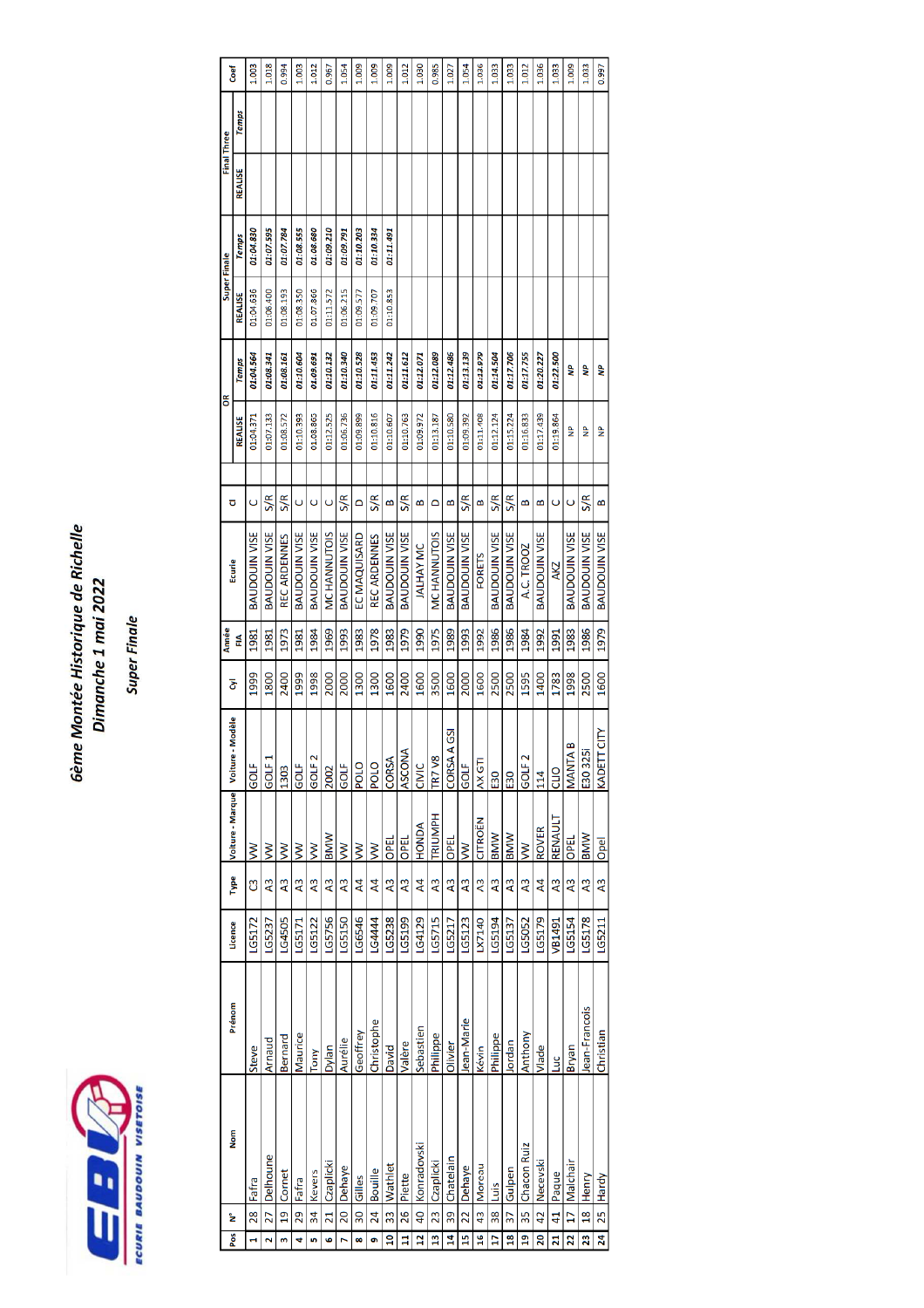# 6ème Montée Historique de Richelle

## Dimanche 1 mai 2022

### Super Finale

| Pos | N° | Nom | Prénom | Licence | Type | Voiture - Marque | Voiture - Modèle | Cyl | Année FIA | Ecurie | Cl | QR | | Super Finale | | Final Three | | Coef |
|---|---|---|---|---|---|---|---|---|---|---|---|---|---|---|---|---|---|---|
| | | | | | | | | | | | | REALISE | Temps | REALISE | Temps | REALISE | Temps | |
| 1 | 28 | Fafra | Steve | LG5172 | C3 | VW | GOLF | 1999 | 1981 | BAUDOUIN VISE | C | 01:04.371 | 01:04.564 | 01:04.636 | 01:04.830 | | | 1.003 |
| 2 | 27 | Delhoune | Arnaud | LG5237 | A3 | VW | GOLF 1 | 1800 | 1981 | BAUDOUIN VISE | S/R | 01:07.133 | 01:08.341 | 01:06.400 | 01:07.595 | | | 1.018 |
| 3 | 19 | Cornet | Bernard | LG4505 | A3 | VW | 1303 | 2400 | 1973 | REC ARDENNES | S/R | 01:08.572 | 01:08.161 | 01:08.193 | 01:07.784 | | | 0.994 |
| 4 | 29 | Fafra | Maurice | LG5171 | A3 | VW | GOLF | 1999 | 1981 | BAUDOUIN VISE | C | 01:10.393 | 01:10.604 | 01:08.350 | 01:08.555 | | | 1.003 |
| 5 | 34 | Kevers | Tony | LG5122 | A3 | VW | GOLF 2 | 1998 | 1984 | BAUDOUIN VISE | C | 01:08.865 | 01:09.691 | 01:07.860 | 01:08.680 | | | 1.012 |
| 6 | 21 | Czaplicki | Dylan | LG5756 | A3 | BMW | 2002 | 2000 | 1969 | MC HANNUTOIS | C | 01:12.525 | 01:10.132 | 01:11.572 | 01:09.210 | | | 0.967 |
| 7 | 20 | Dehaye | Aurélie | LG5150 | A3 | VW | GOLF | 2000 | 1993 | BAUDOUIN VISE | S/R | 01:06.736 | 01:10.340 | 01:06.215 | 01:09.791 | | | 1.054 |
| 8 | 30 | Gilles | Geoffrey | LG6546 | A4 | VW | POLO | 1300 | 1983 | EC MAQUISARD | D | 01:09.899 | 01:10.528 | 01:09.577 | 01:10.203 | | | 1.009 |
| 9 | 24 | Bouille | Christophe | LG4444 | A4 | VW | POLO | 1300 | 1978 | REC ARDENNES | S/R | 01:10.816 | 01:11.453 | 01:09.707 | 01:10.334 | | | 1.009 |
| 10 | 33 | Wathlet | David | LG5238 | A3 | OPEL | CORSA | 1600 | 1983 | BAUDOUIN VISE | B | 01:10.607 | 01:11.242 | 01:10.853 | 01:11.491 | | | 1.009 |
| 11 | 26 | Piette | Valère | LG5199 | A3 | OPEL | ASCONA | 2400 | 1979 | BAUDOUIN VISE | S/R | 01:10.763 | 01:11.612 | | | | | 1.012 |
| 12 | 40 | Konradovski | Sebastien | LG4129 | A4 | HONDA | CIVIC | 1600 | 1990 | JALHAY MC | B | 01:09.972 | 01:12.071 | | | | | 1.030 |
| 13 | 23 | Czaplicki | Philippe | LG5715 | A3 | TRIUMPH | TR7 V8 | 3500 | 1975 | MC HANNUTOIS | D | 01:13.187 | 01:12.089 | | | | | 0.985 |
| 14 | 39 | Chatelain | Olivier | LG5217 | A3 | OPEL | CORSA A GSI | 1600 | 1989 | BAUDOUIN VISE | B | 01:10.580 | 01:12.486 | | | | | 1.027 |
| 15 | 22 | Dehaye | Jean-Marie | LG5123 | A3 | VW | GOLF | 2000 | 1993 | BAUDOUIN VISE | S/R | 01:09.392 | 01:13.139 | | | | | 1.054 |
| 16 | 43 | Moreau | Kévin | LX7140 | A3 | CITROËN | AX GTI | 1600 | 1992 | FORETS | B | 01:11.408 | 01:13.979 | | | | | 1.036 |
| 17 | 38 | Luis | Philippe | LG5194 | A3 | BMW | E30 | 2500 | 1986 | BAUDOUIN VISE | S/R | 01:12.124 | 01:14.504 | | | | | 1.033 |
| 18 | 37 | Gulpen | Jordan | LG5137 | A3 | BMW | E30 | 2500 | 1986 | BAUDOUIN VISE | S/R | 01:15.224 | 01:17.706 | | | | | 1.033 |
| 19 | 35 | Chacon Ruiz | Anthony | LG5052 | A3 | VW | GOLF 2 | 1595 | 1984 | A.C. TROOZ | B | 01:16.833 | 01:17.755 | | | | | 1.012 |
| 20 | 42 | Necevski | Vlade | LG5179 | A4 | ROVER | 114 | 1400 | 1992 | BAUDOUIN VISE | B | 01:17.439 | 01:20.227 | | | | | 1.036 |
| 21 | 41 | Paque | Luc | VB1491 | A3 | RENAULT | CLIO | 1783 | 1991 | AKZ | C | 01:19.864 | 01:22.500 | | | | | 1.033 |
| 22 | 17 | Malchair | Bryan | LG5154 | A3 | OPEL | MANTA B | 1998 | 1983 | BAUDOUIN VISE | C | NP | NP | | | | | 1.009 |
| 23 | 18 | Henry | Jean-Francois | LG5178 | A3 | BMW | E30 325i | 2500 | 1986 | BAUDOUIN VISE | S/R | NP | NP | | | | | 1.033 |
| 24 | 25 | Hardy | Christian | LG5211 | A3 | Opel | KADETT CITY | 1600 | 1979 | BAUDOUIN VISE | B | NP | NP | | | | | 0.997 |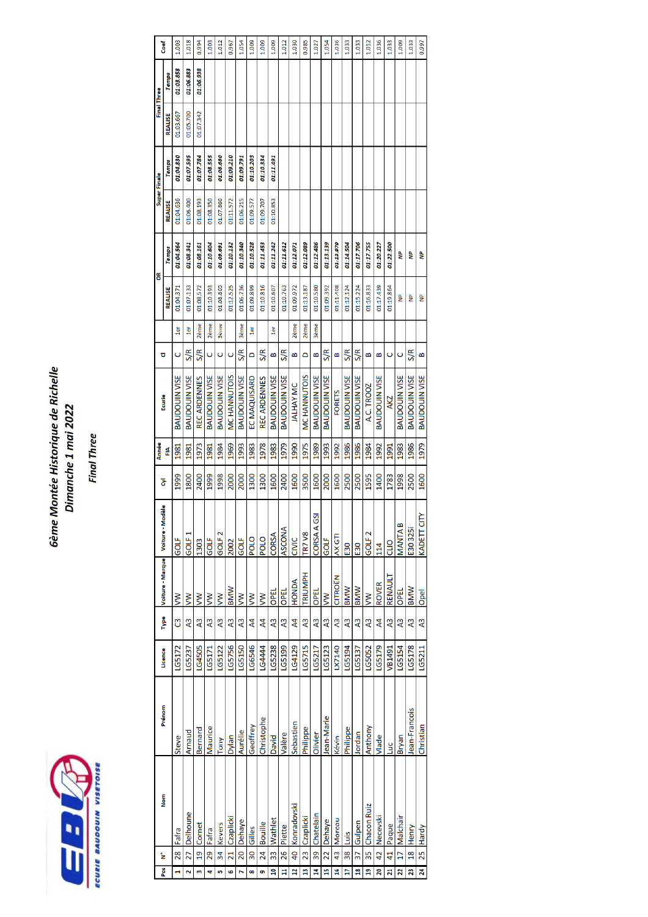# 6ème Montée Historique de Richelle

## Dimanche 1 mai 2022

### Final Three

| Pos | N° | Nom | Prénom | Licence | Type | Voiture - Marque | Voiture - Modèle | Cyl | Année FIA | Ecurie | Cl | | OR REALISE | OR Temps | Super Finale REALISE | Super Finale Temps | Final Three REALISE | Final Three Temps | Coef |
|---|---|---|---|---|---|---|---|---|---|---|---|---|---|---|---|---|---|---|---|
| 1 | 28 | Fafra | Steve | LG5172 | C3 | VW | GOLF | 1999 | 1981 | BAUDOUIN VISE | C | 1er | 01:04.371 | 01:04.564 | 01:04.636 | 01:04.830 | 01:03.667 | 01:03.858 | 1.003 |
| 2 | 27 | Delhoune | Arnaud | LG5237 | A3 | VW | GOLF 1 | 1800 | 1981 | BAUDOUIN VISE | S/R | 1er | 01:07.133 | 01:08.341 | 01:06.400 | 01:07.595 | 01:05.700 | 01:06.883 | 1.018 |
| 3 | 19 | Cornet | Bernard | LG4505 | A3 | VW | 1303 | 2400 | 1973 | REC ARDENNES | S/R | 2ème | 01:08.572 | 01:08.161 | 01:08.193 | 01:07.784 | 01:07.342 | 01:06.938 | 0.994 |
| 4 | 29 | Fafra | Maurice | LG5171 | A3 | VW | GOLF | 1999 | 1981 | BAUDOUIN VISE | C | 2ème | 01:10.393 | 01:10.604 | 01:08.350 | 01:08.555 | | | 1.003 |
| 5 | 34 | Kevers | Tony | LG5122 | A3 | VW | GOLF 2 | 1998 | 1984 | BAUDOUIN VISE | C | 3ème | 01:08.805 | 01:09.631 | 01:07.800 | 01:08.680 | | | 1.012 |
| 6 | 21 | Czaplicki | Dylan | LG5756 | A3 | BMW | 2002 | 2000 | 1969 | MC HANNUTOIS | C | | 01:12.525 | 01:10.132 | 01:11.572 | 01:09.210 | | | 0.967 |
| 7 | 20 | Dehaye | Aurélie | LG5150 | A3 | VW | GOLF | 2000 | 1993 | BAUDOUIN VISE | S/R | 3ème | 01:06.736 | 01:10.340 | 01:06.215 | 01:09.791 | | | 1.054 |
| 8 | 30 | Gilles | Geoffrey | LG6546 | A4 | VW | POLO | 1300 | 1983 | EC MAQUISARD | D | 1er | 01:09.899 | 01:10.528 | 01:09.577 | 01:10.203 | | | 1.009 |
| 9 | 24 | Bouille | Christophe | LG4444 | A4 | VW | POLO | 1300 | 1978 | REC ARDENNES | S/R | | 01:10.816 | 01:11.453 | 01:09.707 | 01:10.334 | | | 1.009 |
| 10 | 33 | Wathlet | David | LG5238 | A3 | OPEL | CORSA | 1600 | 1983 | BAUDOUIN VISE | B | 1er | 01:10.607 | 01:11.242 | 01:10.853 | 01:11.491 | | | 1.009 |
| 11 | 26 | Piette | Valère | LG5199 | A3 | OPEL | ASCONA | 2400 | 1979 | BAUDOUIN VISE | S/R | | 01:10.763 | 01:11.612 | | | | | 1.012 |
| 12 | 40 | Konradovski | Sebastien | LG4129 | A4 | HONDA | CIVIC | 1600 | 1990 | JALHAY MC | B | 2ème | 01:09.972 | 01:12.071 | | | | | 1.030 |
| 13 | 23 | Czaplicki | Philippe | LG5715 | A3 | TRIUMPH | TR7 V8 | 3500 | 1975 | MC HANNUTOIS | D | 2ème | 01:13.187 | 01:12.089 | | | | | 0.985 |
| 14 | 39 | Chatelain | Olivier | LG5217 | A3 | OPEL | CORSA A GSI | 1600 | 1989 | BAUDOUIN VISE | B | 3ème | 01:10.580 | 01:12.486 | | | | | 1.027 |
| 15 | 22 | Dehaye | Jean-Marie | LG5123 | A3 | VW | GOLF | 2000 | 1993 | BAUDOUIN VISE | S/R | | 01:09.392 | 01:13.139 | | | | | 1.054 |
| 16 | 43 | Moreau | Kévin | LX7140 | A3 | CITROËN | AX GTI | 1600 | 1992 | FORETS | B | | 01:11.408 | 01:13.979 | | | | | 1.036 |
| 17 | 38 | Luis | Philippe | LG5194 | A3 | BMW | E30 | 2500 | 1986 | BAUDOUIN VISE | S/R | | 01:12.124 | 01:14.504 | | | | | 1.033 |
| 18 | 37 | Gulpen | Jordan | LG5137 | A3 | BMW | E30 | 2500 | 1986 | BAUDOUIN VISE | S/R | | 01:15.224 | 01:17.706 | | | | | 1.033 |
| 19 | 35 | Chacon Ruiz | Anthony | LG5052 | A3 | VW | GOLF 2 | 1595 | 1984 | A.C.TROOZ | B | | 01:16.833 | 01:17.755 | | | | | 1.012 |
| 20 | 42 | Necevski | Vlade | LG5179 | A4 | ROVER | 114 | 1400 | 1992 | BAUDOUIN VISE | B | | 01:17.439 | 01:20.227 | | | | | 1.036 |
| 21 | 41 | Paque | Luc | VB1491 | A3 | RENAULT | CLIO | 1783 | 1991 | AKZ | C | | 01:19.864 | 01:22.500 | | | | | 1.033 |
| 22 | 17 | Malchair | Bryan | LG5154 | A3 | OPEL | MANTA B | 1998 | 1983 | BAUDOUIN VISE | C | | NP | NP | | | | | 1.009 |
| 23 | 18 | Henry | Jean-Francois | LG5178 | A3 | BMW | E30 325i | 2500 | 1986 | BAUDOUIN VISE | S/R | | NP | NP | | | | | 1.033 |
| 24 | 25 | Hardy | Christian | LG5211 | A3 | Opel | KADETT CITY | 1600 | 1979 | BAUDOUIN VISE | B | | NP | NP | | | | | 0.997 |